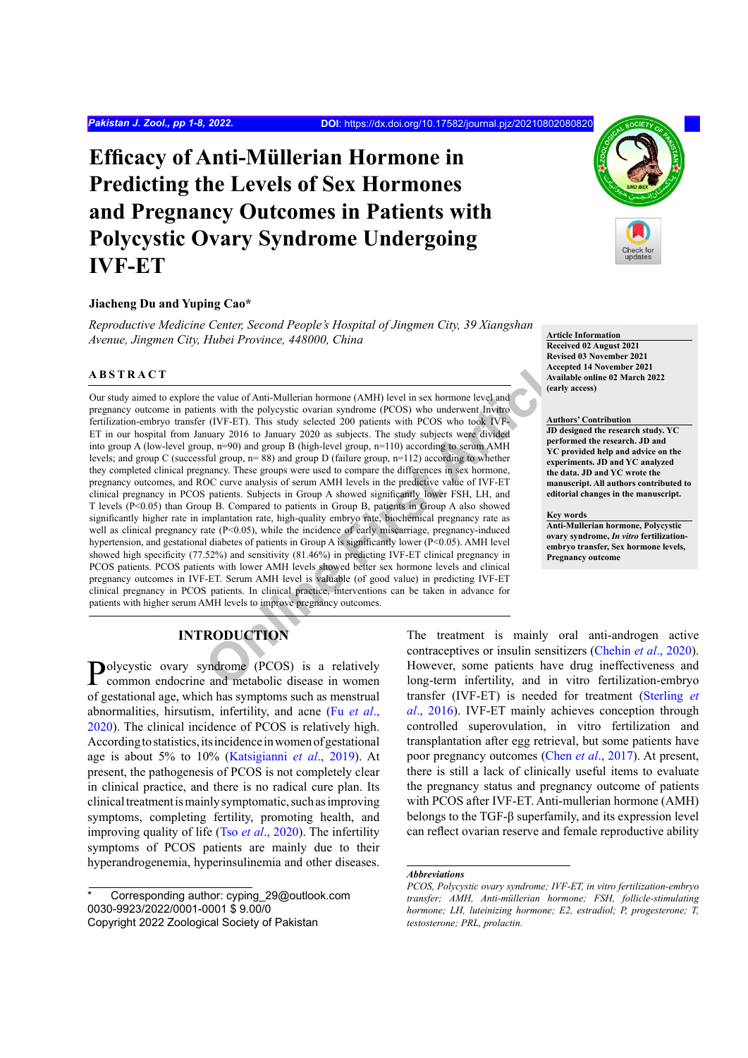Pakistan J. Zool., pp 1-8, 2022. DOI: https://dx.doi.org/10.17582/journal.pjz/20210802080820

# Efficacy of Anti-Müllerian Hormone in Predicting the Levels of Sex Hormones and Pregnancy Outcomes in Patients with Polycystic Ovary Syndrome Undergoing IVF-ET

**Jiacheng Du and Yuping Cao***

*Reproductive Medicine Center, Second People's Hospital of Jingmen City, 39 Xiangshan Avenue, Jingmen City, Hubei Province, 448000, China*

**Article Information**
Received 02 August 2021
Revised 03 November 2021
Accepted 14 November 2021
Available online 02 March 2022 (early access)

**Authors' Contribution**
JD designed the research study. YC performed the research. JD and YC provided help and advice on the experiments. JD and YC analyzed the data. JD and YC wrote the manuscript. All authors contributed to editorial changes in the manuscript.

**Key words**
Anti-Mullerian hormone, Polycystic ovary syndrome, *In vitro* fertilization-embryo transfer, Sex hormone levels, Pregnancy outcome

## ABSTRACT

Our study aimed to explore the value of Anti-Mullerian hormone (AMH) level in sex hormone level and pregnancy outcome in patients with the polycystic ovarian syndrome (PCOS) who underwent Invitro fertilization-embryo transfer (IVF-ET). This study selected 200 patients with PCOS who took IVF-ET in our hospital from January 2016 to January 2020 as subjects. The study subjects were divided into group A (low-level group, n=90) and group B (high-level group, n=110) according to serum AMH levels; and group C (successful group, n= 88) and group D (failure group, n=112) according to whether they completed clinical pregnancy. These groups were used to compare the differences in sex hormone, pregnancy outcomes, and ROC curve analysis of serum AMH levels in the predictive value of IVF-ET clinical pregnancy in PCOS patients. Subjects in Group A showed significantly lower FSH, LH, and T levels ($P<0.05$) than Group B. Compared to patients in Group B, patients in Group A also showed significantly higher rate in implantation rate, high-quality embryo rate, biochemical pregnancy rate as well as clinical pregnancy rate ($P<0.05$), while the incidence of early miscarriage, pregnancy-induced hypertension, and gestational diabetes of patients in Group A is significantly lower ($P<0.05$). AMH level showed high specificity (77.52%) and sensitivity (81.46%) in predicting IVF-ET clinical pregnancy in PCOS patients. PCOS patients with lower AMH levels showed better sex hormone levels and clinical pregnancy outcomes in IVF-ET. Serum AMH level is valuable (of good value) in predicting IVF-ET clinical pregnancy in PCOS patients. In clinical practice, interventions can be taken in advance for patients with higher serum AMH levels to improve pregnancy outcomes.

## INTRODUCTION

Polycystic ovary syndrome (PCOS) is a relatively common endocrine and metabolic disease in women of gestational age, which has symptoms such as menstrual abnormalities, hirsutism, infertility, and acne (Fu *et al*., 2020). The clinical incidence of PCOS is relatively high. According to statistics, its incidence in women of gestational age is about 5% to 10% (Katsigianni *et al*., 2019). At present, the pathogenesis of PCOS is not completely clear in clinical practice, and there is no radical cure plan. Its clinical treatment is mainly symptomatic, such as improving symptoms, completing fertility, promoting health, and improving quality of life (Tso *et al*., 2020). The infertility symptoms of PCOS patients are mainly due to their hyperandrogenemia, hyperinsulinemia and other diseases.

The treatment is mainly oral anti-androgen active contraceptives or insulin sensitizers (Chehin *et al*., 2020). However, some patients have drug ineffectiveness and long-term infertility, and in vitro fertilization-embryo transfer (IVF-ET) is needed for treatment (Sterling *et al*., 2016). IVF-ET mainly achieves conception through controlled superovulation, in vitro fertilization and transplantation after egg retrieval, but some patients have poor pregnancy outcomes (Chen *et al*., 2017). At present, there is still a lack of clinically useful items to evaluate the pregnancy status and pregnancy outcome of patients with PCOS after IVF-ET. Anti-mullerian hormone (AMH) belongs to the TGF-β superfamily, and its expression level can reflect ovarian reserve and female reproductive ability

\* Corresponding author: cyping_29@outlook.com
0030-9923/2022/0001-0001 $ 9.00/0
Copyright 2022 Zoological Society of Pakistan

***Abbreviations***
*PCOS, Polycystic ovary syndrome; IVF-ET, in vitro fertilization-embryo transfer; AMH, Anti-müllerian hormone; FSH, follicle-stimulating hormone; LH, luteinizing hormone; E2, estradiol; P, progesterone; T, testosterone; PRL, prolactin.*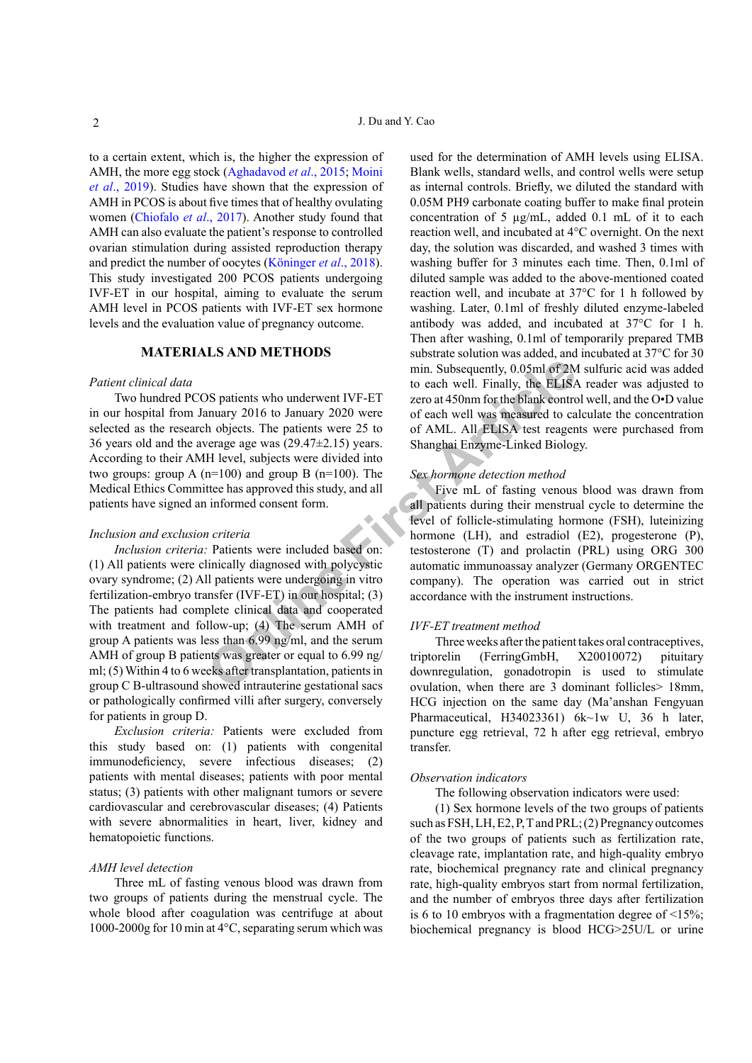to a certain extent, which is, the higher the expression of AMH, the more egg stock (Aghadavod *et al*., 2015; Moini *et al*., 2019). Studies have shown that the expression of AMH in PCOS is about five times that of healthy ovulating women (Chiofalo *et al*., 2017). Another study found that AMH can also evaluate the patient's response to controlled ovarian stimulation during assisted reproduction therapy and predict the number of oocytes (Köninger *et al*., 2018). This study investigated 200 PCOS patients undergoing IVF-ET in our hospital, aiming to evaluate the serum AMH level in PCOS patients with IVF-ET sex hormone levels and the evaluation value of pregnancy outcome.

## MATERIALS AND METHODS

### *Patient clinical data*

Two hundred PCOS patients who underwent IVF-ET in our hospital from January 2016 to January 2020 were selected as the research objects. The patients were 25 to 36 years old and the average age was (29.47±2.15) years. According to their AMH level, subjects were divided into two groups: group A (n=100) and group B (n=100). The Medical Ethics Committee has approved this study, and all patients have signed an informed consent form.

### *Inclusion and exclusion criteria*

*Inclusion criteria:* Patients were included based on: (1) All patients were clinically diagnosed with polycystic ovary syndrome; (2) All patients were undergoing in vitro fertilization-embryo transfer (IVF-ET) in our hospital; (3) The patients had complete clinical data and cooperated with treatment and follow-up; (4) The serum AMH of group A patients was less than 6.99 ng/ml, and the serum AMH of group B patients was greater or equal to 6.99 ng/ml; (5) Within 4 to 6 weeks after transplantation, patients in group C B-ultrasound showed intrauterine gestational sacs or pathologically confirmed villi after surgery, conversely for patients in group D.

*Exclusion criteria:* Patients were excluded from this study based on: (1) patients with congenital immunodeficiency, severe infectious diseases; (2) patients with mental diseases; patients with poor mental status; (3) patients with other malignant tumors or severe cardiovascular and cerebrovascular diseases; (4) Patients with severe abnormalities in heart, liver, kidney and hematopoietic functions.

### *AMH level detection*

Three mL of fasting venous blood was drawn from two groups of patients during the menstrual cycle. The whole blood after coagulation was centrifuge at about 1000-2000g for 10 min at 4°C, separating serum which was used for the determination of AMH levels using ELISA. Blank wells, standard wells, and control wells were setup as internal controls. Briefly, we diluted the standard with 0.05M PH9 carbonate coating buffer to make final protein concentration of 5 µg/mL, added 0.1 mL of it to each reaction well, and incubated at 4°C overnight. On the next day, the solution was discarded, and washed 3 times with washing buffer for 3 minutes each time. Then, 0.1ml of diluted sample was added to the above-mentioned coated reaction well, and incubate at 37°C for 1 h followed by washing. Later, 0.1ml of freshly diluted enzyme-labeled antibody was added, and incubated at 37°C for 1 h. Then after washing, 0.1ml of temporarily prepared TMB substrate solution was added, and incubated at 37°C for 30 min. Subsequently, 0.05ml of 2M sulfuric acid was added to each well. Finally, the ELISA reader was adjusted to zero at 450nm for the blank control well, and the O•D value of each well was measured to calculate the concentration of AML. All ELISA test reagents were purchased from Shanghai Enzyme-Linked Biology.

### *Sex hormone detection method*

Five mL of fasting venous blood was drawn from all patients during their menstrual cycle to determine the level of follicle-stimulating hormone (FSH), luteinizing hormone (LH), and estradiol (E2), progesterone (P), testosterone (T) and prolactin (PRL) using ORG 300 automatic immunoassay analyzer (Germany ORGENTEC company). The operation was carried out in strict accordance with the instrument instructions.

### *IVF-ET treatment method*

Three weeks after the patient takes oral contraceptives, triptorelin (FerringGmbH, X20010072) pituitary downregulation, gonadotropin is used to stimulate ovulation, when there are 3 dominant follicles> 18mm, HCG injection on the same day (Ma'anshan Fengyuan Pharmaceutical, H34023361) 6k~1w U, 36 h later, puncture egg retrieval, 72 h after egg retrieval, embryo transfer.

### *Observation indicators*

The following observation indicators were used:

(1) Sex hormone levels of the two groups of patients such as FSH, LH, E2, P, T and PRL; (2) Pregnancy outcomes of the two groups of patients such as fertilization rate, cleavage rate, implantation rate, and high-quality embryo rate, biochemical pregnancy rate and clinical pregnancy rate, high-quality embryos start from normal fertilization, and the number of embryos three days after fertilization is 6 to 10 embryos with a fragmentation degree of <15%; biochemical pregnancy is blood HCG>25U/L or urine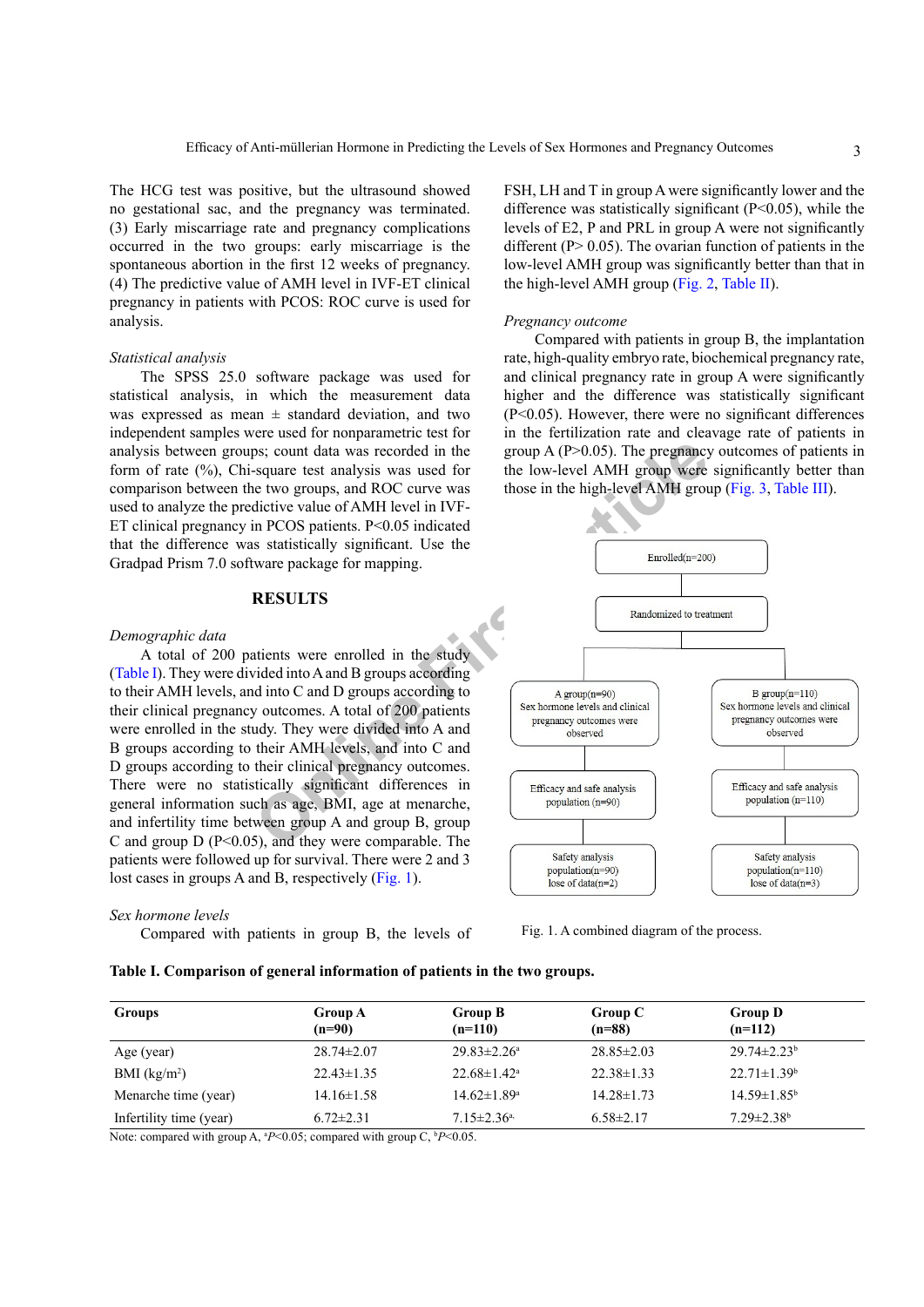The HCG test was positive, but the ultrasound showed no gestational sac, and the pregnancy was terminated. (3) Early miscarriage rate and pregnancy complications occurred in the two groups: early miscarriage is the spontaneous abortion in the first 12 weeks of pregnancy. (4) The predictive value of AMH level in IVF-ET clinical pregnancy in patients with PCOS: ROC curve is used for analysis.

*Statistical analysis*

The SPSS 25.0 software package was used for statistical analysis, in which the measurement data was expressed as mean ± standard deviation, and two independent samples were used for nonparametric test for analysis between groups; count data was recorded in the form of rate (%), Chi-square test analysis was used for comparison between the two groups, and ROC curve was used to analyze the predictive value of AMH level in IVF-ET clinical pregnancy in PCOS patients. $P<0.05$ indicated that the difference was statistically significant. Use the Gradpad Prism 7.0 software package for mapping.

## RESULTS

*Demographic data*

A total of 200 patients were enrolled in the study (Table I). They were divided into A and B groups according to their AMH levels, and into C and D groups according to their clinical pregnancy outcomes. A total of 200 patients were enrolled in the study. They were divided into A and B groups according to their AMH levels, and into C and D groups according to their clinical pregnancy outcomes. There were no statistically significant differences in general information such as age, BMI, age at menarche, and infertility time between group A and group B, group C and group D ($P<0.05$), and they were comparable. The patients were followed up for survival. There were 2 and 3 lost cases in groups A and B, respectively (Fig. 1).

*Sex hormone levels*

Compared with patients in group B, the levels of FSH, LH and T in group A were significantly lower and the difference was statistically significant ($P<0.05$), while the levels of E2, P and PRL in group A were not significantly different ($P> 0.05$). The ovarian function of patients in the low-level AMH group was significantly better than that in the high-level AMH group (Fig. 2, Table II).

*Pregnancy outcome*

Compared with patients in group B, the implantation rate, high-quality embryo rate, biochemical pregnancy rate, and clinical pregnancy rate in group A were significantly higher and the difference was statistically significant ($P<0.05$). However, there were no significant differences in the fertilization rate and cleavage rate of patients in group A ($P>0.05$). The pregnancy outcomes of patients in the low-level AMH group were significantly better than those in the high-level AMH group (Fig. 3, Table III).

Enrolled(n=200)

Randomized to treatment

A group(n=90) Sex hormone levels and clinical pregnancy outcomes were observed | B group(n=110) Sex hormone levels and clinical pregnancy outcomes were observed

Efficacy and safe analysis population (n=90) | Efficacy and safe analysis population (n=110)

Safety analysis population(n=90) lose of data(n=2) | Safety analysis population(n=110) lose of data(n=3)

Fig. 1. A combined diagram of the process.

**Table I. Comparison of general information of patients in the two groups.**

| Groups | Group A (n=90) | Group B (n=110) | Group C (n=88) | Group D (n=112) |
|---|---|---|---|---|
| Age (year) | 28.74±2.07 | 29.83±2.26[a] | 28.85±2.03 | 29.74±2.23[b] |
| BMI (kg/m$^2$) | 22.43±1.35 | 22.68±1.42[a] | 22.38±1.33 | 22.71±1.39[b] |
| Menarche time (year) | 14.16±1.58 | 14.62±1.89[a] | 14.28±1.73 | 14.59±1.85[b] |
| Infertility time (year) | 6.72±2.31 | 7.15±2.36[a] | 6.58±2.17 | 7.29±2.38[b] |

Note: compared with group A, [a]$P<0.05$; compared with group C, [b]$P<0.05$.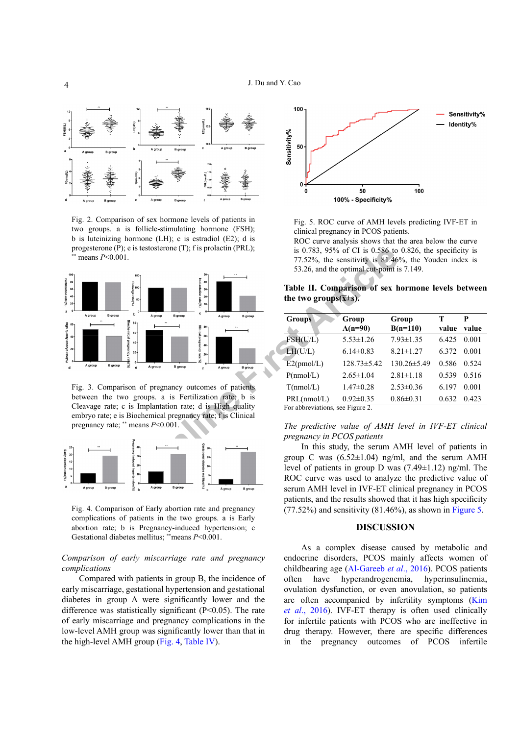Fig. 2. Comparison of sex hormone levels of patients in two groups. a is follicle-stimulating hormone (FSH); b is luteinizing hormone (LH); c is estradiol (E2); d is progesterone (P); e is testosterone (T); f is prolactin (PRL); ** means $P$<0.001.

Fig. 3. Comparison of pregnancy outcomes of patients between the two groups. a is Fertilization rate; b is Cleavage rate; c is Implantation rate; d is High quality embryo rate; e is Biochemical pregnancy rate; f is Clinical pregnancy rate; ** means $P$<0.001.

Fig. 4. Comparison of Early abortion rate and pregnancy complications of patients in the two groups. a is Early abortion rate; b is Pregnancy-induced hypertension; c Gestational diabetes mellitus; **means $P$<0.001.

*Comparison of early miscarriage rate and pregnancy complications*

Compared with patients in group B, the incidence of early miscarriage, gestational hypertension and gestational diabetes in group A were significantly lower and the difference was statistically significant (P<0.05). The rate of early miscarriage and pregnancy complications in the low-level AMH group was significantly lower than that in the high-level AMH group (Fig. 4, Table IV).

Fig. 5. ROC curve of AMH levels predicting IVF-ET in clinical pregnancy in PCOS patients.
ROC curve analysis shows that the area below the curve is 0.783, 95% of CI is 0.586 to 0.826, the specificity is 77.52%, the sensitivity is 81.46%, the Youden index is 53.26, and the optimal cut-point is 7.149.

**Table II. Comparison of sex hormone levels between the two groups($\bar{x}$±s).**

| Groups | Group A(n=90) | Group B(n=110) | T value | P value |
|---|---|---|---|---|
| FSH(U/L) | 5.53±1.26 | 7.93±1.35 | 6.425 | 0.001 |
| LH(U/L) | 6.14±0.83 | 8.21±1.27 | 6.372 | 0.001 |
| E2(pmol/L) | 128.73±5.42 | 130.26±5.49 | 0.586 | 0.524 |
| P(nmol/L) | 2.65±1.04 | 2.81±1.18 | 0.539 | 0.516 |
| T(nmol/L) | 1.47±0.28 | 2.53±0.36 | 6.197 | 0.001 |
| PRL(nmol/L) | 0.92±0.35 | 0.86±0.31 | 0.632 | 0.423 |

For abbreviations, see Figure 2.

*The predictive value of AMH level in IVF-ET clinical pregnancy in PCOS patients*

In this study, the serum AMH level of patients in group C was (6.52±1.04) ng/ml, and the serum AMH level of patients in group D was (7.49±1.12) ng/ml. The ROC curve was used to analyze the predictive value of serum AMH level in IVF-ET clinical pregnancy in PCOS patients, and the results showed that it has high specificity (77.52%) and sensitivity (81.46%), as shown in Figure 5.

## DISCUSSION

As a complex disease caused by metabolic and endocrine disorders, PCOS mainly affects women of childbearing age (Al-Gareeb *et al*., 2016). PCOS patients often have hyperandrogenemia, hyperinsulinemia, ovulation dysfunction, or even anovulation, so patients are often accompanied by infertility symptoms (Kim *et al*., 2016). IVF-ET therapy is often used clinically for infertile patients with PCOS who are ineffective in drug therapy. However, there are specific differences in the pregnancy outcomes of PCOS infertile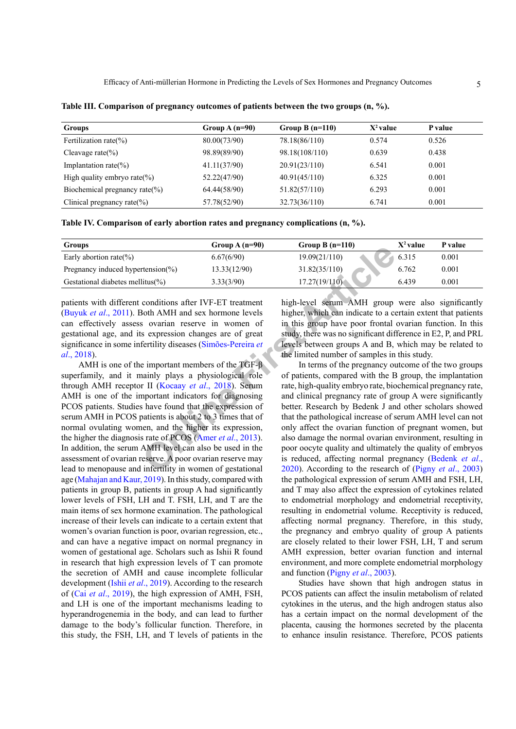**Table III. Comparison of pregnancy outcomes of patients between the two groups (n, %).**

| Groups | Group A (n=90) | Group B (n=110) | $X^2$ value | P value |
|---|---|---|---|---|
| Fertilization rate(%) | 80.00(73/90) | 78.18(86/110) | 0.574 | 0.526 |
| Cleavage rate(%) | 98.89(89/90) | 98.18(108/110) | 0.639 | 0.438 |
| Implantation rate(%) | 41.11(37/90) | 20.91(23/110) | 6.541 | 0.001 |
| High quality embryo rate(%) | 52.22(47/90) | 40.91(45/110) | 6.325 | 0.001 |
| Biochemical pregnancy rate(%) | 64.44(58/90) | 51.82(57/110) | 6.293 | 0.001 |
| Clinical pregnancy rate(%) | 57.78(52/90) | 32.73(36/110) | 6.741 | 0.001 |

**Table IV. Comparison of early abortion rates and pregnancy complications (n, %).**

| Groups | Group A (n=90) | Group B (n=110) | $X^2$ value | P value |
|---|---|---|---|---|
| Early abortion rate(%) | 6.67(6/90) | 19.09(21/110) | 6.315 | 0.001 |
| Pregnancy induced hypertension(%) | 13.33(12/90) | 31.82(35/110) | 6.762 | 0.001 |
| Gestational diabetes mellitus(%) | 3.33(3/90) | 17.27(19/110) | 6.439 | 0.001 |

patients with different conditions after IVF-ET treatment (Buyuk *et al*., 2011). Both AMH and sex hormone levels can effectively assess ovarian reserve in women of gestational age, and its expression changes are of great significance in some infertility diseases (Simões-Pereira *et al*., 2018).

AMH is one of the important members of the TGF-β superfamily, and it mainly plays a physiological role through AMH receptor II (Kocaay *et al*., 2018). Serum AMH is one of the important indicators for diagnosing PCOS patients. Studies have found that the expression of serum AMH in PCOS patients is about 2 to 3 times that of normal ovulating women, and the higher its expression, the higher the diagnosis rate of PCOS (Amer *et al*., 2013). In addition, the serum AMH level can also be used in the assessment of ovarian reserve. A poor ovarian reserve may lead to menopause and infertility in women of gestational age (Mahajan and Kaur, 2019). In this study, compared with patients in group B, patients in group A had significantly lower levels of FSH, LH and T. FSH, LH, and T are the main items of sex hormone examination. The pathological increase of their levels can indicate to a certain extent that women's ovarian function is poor, ovarian regression, etc., and can have a negative impact on normal pregnancy in women of gestational age. Scholars such as Ishii R found in research that high expression levels of T can promote the secretion of AMH and cause incomplete follicular development (Ishii *et al*., 2019). According to the research of (Cai *et al*., 2019), the high expression of AMH, FSH, and LH is one of the important mechanisms leading to hyperandrogenemia in the body, and can lead to further damage to the body's follicular function. Therefore, in this study, the FSH, LH, and T levels of patients in the high-level serum AMH group were also significantly higher, which can indicate to a certain extent that patients in this group have poor frontal ovarian function. In this study, there was no significant difference in E2, P, and PRL levels between groups A and B, which may be related to the limited number of samples in this study.

In terms of the pregnancy outcome of the two groups of patients, compared with the B group, the implantation rate, high-quality embryo rate, biochemical pregnancy rate, and clinical pregnancy rate of group A were significantly better. Research by Bedenk J and other scholars showed that the pathological increase of serum AMH level can not only affect the ovarian function of pregnant women, but also damage the normal ovarian environment, resulting in poor oocyte quality and ultimately the quality of embryos is reduced, affecting normal pregnancy (Bedenk *et al*., 2020). According to the research of (Pigny *et al*., 2003) the pathological expression of serum AMH and FSH, LH, and T may also affect the expression of cytokines related to endometrial morphology and endometrial receptivity, resulting in endometrial volume. Receptivity is reduced, affecting normal pregnancy. Therefore, in this study, the pregnancy and embryo quality of group A patients are closely related to their lower FSH, LH, T and serum AMH expression, better ovarian function and internal environment, and more complete endometrial morphology and function (Pigny *et al*., 2003).

Studies have shown that high androgen status in PCOS patients can affect the insulin metabolism of related cytokines in the uterus, and the high androgen status also has a certain impact on the normal development of the placenta, causing the hormones secreted by the placenta to enhance insulin resistance. Therefore, PCOS patients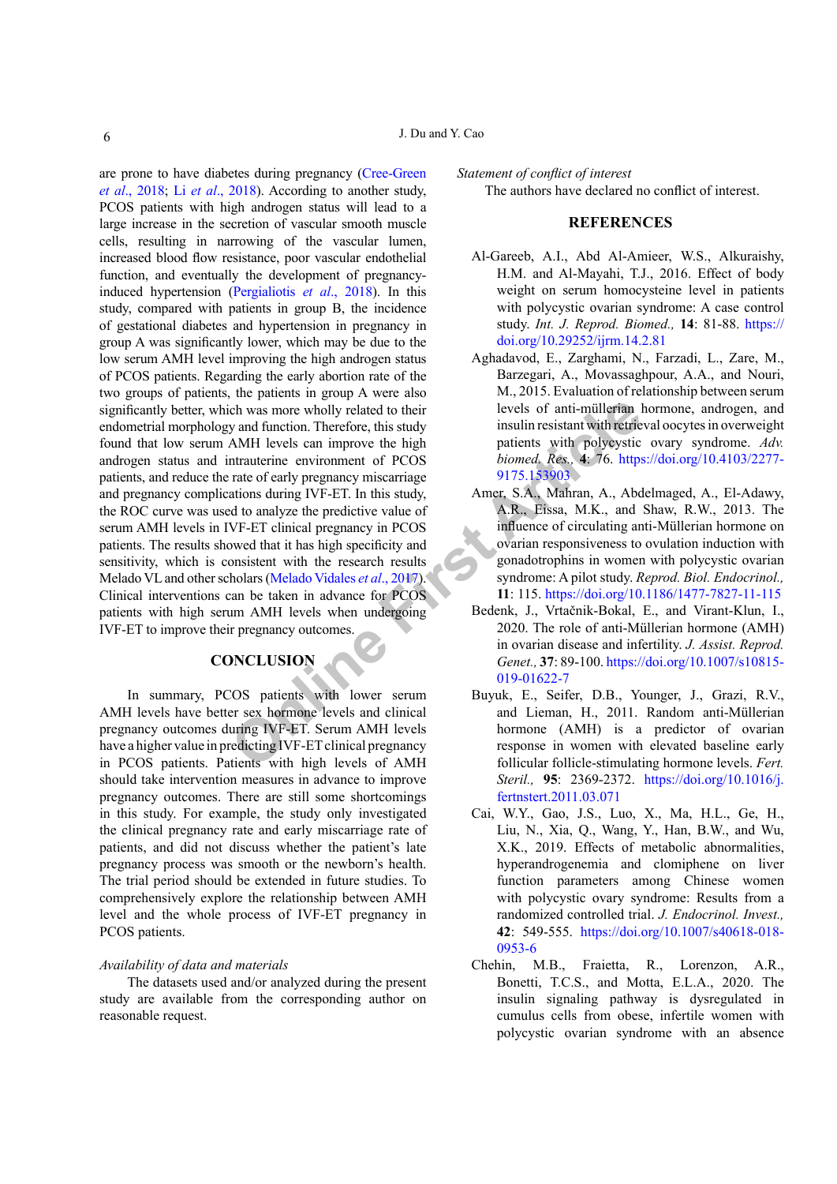are prone to have diabetes during pregnancy (Cree-Green *et al*., 2018; Li *et al*., 2018). According to another study, PCOS patients with high androgen status will lead to a large increase in the secretion of vascular smooth muscle cells, resulting in narrowing of the vascular lumen, increased blood flow resistance, poor vascular endothelial function, and eventually the development of pregnancy-induced hypertension (Pergialiotis *et al*., 2018). In this study, compared with patients in group B, the incidence of gestational diabetes and hypertension in pregnancy in group A was significantly lower, which may be due to the low serum AMH level improving the high androgen status of PCOS patients. Regarding the early abortion rate of the two groups of patients, the patients in group A were also significantly better, which was more wholly related to their endometrial morphology and function. Therefore, this study found that low serum AMH levels can improve the high androgen status and intrauterine environment of PCOS patients, and reduce the rate of early pregnancy miscarriage and pregnancy complications during IVF-ET. In this study, the ROC curve was used to analyze the predictive value of serum AMH levels in IVF-ET clinical pregnancy in PCOS patients. The results showed that it has high specificity and sensitivity, which is consistent with the research results Melado VL and other scholars (Melado Vidales *et al*., 2017). Clinical interventions can be taken in advance for PCOS patients with high serum AMH levels when undergoing IVF-ET to improve their pregnancy outcomes.

## CONCLUSION

In summary, PCOS patients with lower serum AMH levels have better sex hormone levels and clinical pregnancy outcomes during IVF-ET. Serum AMH levels have a higher value in predicting IVF-ET clinical pregnancy in PCOS patients. Patients with high levels of AMH should take intervention measures in advance to improve pregnancy outcomes. There are still some shortcomings in this study. For example, the study only investigated the clinical pregnancy rate and early miscarriage rate of patients, and did not discuss whether the patient's late pregnancy process was smooth or the newborn's health. The trial period should be extended in future studies. To comprehensively explore the relationship between AMH level and the whole process of IVF-ET pregnancy in PCOS patients.

*Availability of data and materials*

The datasets used and/or analyzed during the present study are available from the corresponding author on reasonable request.

*Statement of conflict of interest*

The authors have declared no conflict of interest.

## REFERENCES

Al-Gareeb, A.I., Abd Al-Amieer, W.S., Alkuraishy, H.M. and Al-Mayahi, T.J., 2016. Effect of body weight on serum homocysteine level in patients with polycystic ovarian syndrome: A case control study. *Int. J. Reprod. Biomed.,* **14**: 81-88. https://doi.org/10.29252/ijrm.14.2.81

Aghadavod, E., Zarghami, N., Farzadi, L., Zare, M., Barzegari, A., Movassaghpour, A.A., and Nouri, M., 2015. Evaluation of relationship between serum levels of anti-müllerian hormone, androgen, and insulin resistant with retrieval oocytes in overweight patients with polycystic ovary syndrome. *Adv. biomed. Res.,* **4**: 76. https://doi.org/10.4103/2277-9175.153903

Amer, S.A., Mahran, A., Abdelmaged, A., El-Adawy, A.R., Eissa, M.K., and Shaw, R.W., 2013. The influence of circulating anti-Müllerian hormone on ovarian responsiveness to ovulation induction with gonadotrophins in women with polycystic ovarian syndrome: A pilot study. *Reprod. Biol. Endocrinol.,* **11**: 115. https://doi.org/10.1186/1477-7827-11-115

Bedenk, J., Vrtačnik-Bokal, E., and Virant-Klun, I., 2020. The role of anti-Müllerian hormone (AMH) in ovarian disease and infertility. *J. Assist. Reprod. Genet.,* **37**: 89-100. https://doi.org/10.1007/s10815-019-01622-7

Buyuk, E., Seifer, D.B., Younger, J., Grazi, R.V., and Lieman, H., 2011. Random anti-Müllerian hormone (AMH) is a predictor of ovarian response in women with elevated baseline early follicular follicle-stimulating hormone levels. *Fert. Steril.,* **95**: 2369-2372. https://doi.org/10.1016/j.fertnstert.2011.03.071

Cai, W.Y., Gao, J.S., Luo, X., Ma, H.L., Ge, H., Liu, N., Xia, Q., Wang, Y., Han, B.W., and Wu, X.K., 2019. Effects of metabolic abnormalities, hyperandrogenemia and clomiphene on liver function parameters among Chinese women with polycystic ovary syndrome: Results from a randomized controlled trial. *J. Endocrinol. Invest.,* **42**: 549-555. https://doi.org/10.1007/s40618-018-0953-6

Chehin, M.B., Fraietta, R., Lorenzon, A.R., Bonetti, T.C.S., and Motta, E.L.A., 2020. The insulin signaling pathway is dysregulated in cumulus cells from obese, infertile women with polycystic ovarian syndrome with an absence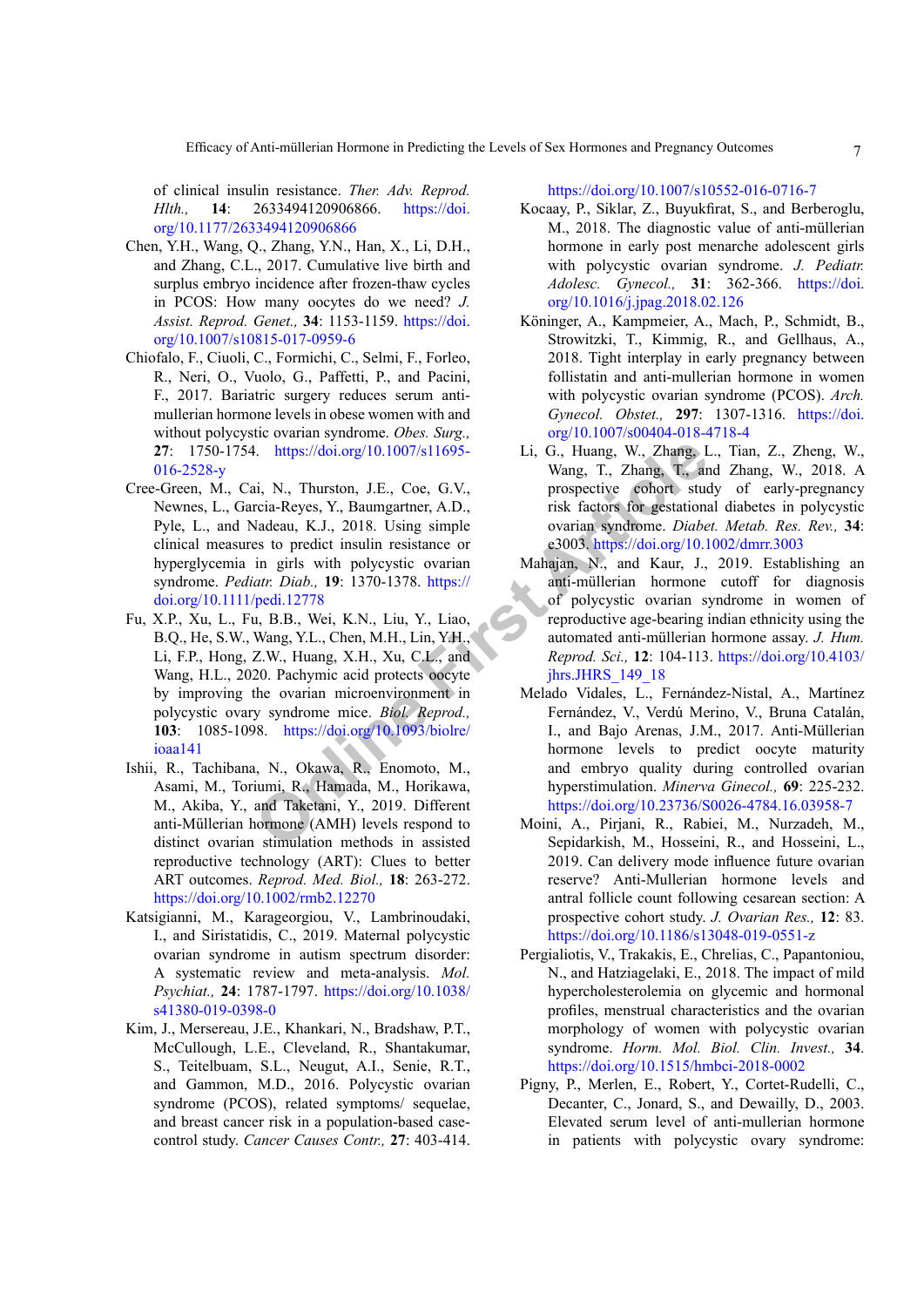of clinical insulin resistance. *Ther. Adv. Reprod. Hlth.*, **14**: 2633494120906866. https://doi.org/10.1177/2633494120906866

Chen, Y.H., Wang, Q., Zhang, Y.N., Han, X., Li, D.H., and Zhang, C.L., 2017. Cumulative live birth and surplus embryo incidence after frozen-thaw cycles in PCOS: How many oocytes do we need? *J. Assist. Reprod. Genet.*, **34**: 1153-1159. https://doi.org/10.1007/s10815-017-0959-6

Chiofalo, F., Ciuoli, C., Formichi, C., Selmi, F., Forleo, R., Neri, O., Vuolo, G., Paffetti, P., and Pacini, F., 2017. Bariatric surgery reduces serum anti-mullerian hormone levels in obese women with and without polycystic ovarian syndrome. *Obes. Surg.*, **27**: 1750-1754. https://doi.org/10.1007/s11695-016-2528-y

Cree-Green, M., Cai, N., Thurston, J.E., Coe, G.V., Newnes, L., Garcia-Reyes, Y., Baumgartner, A.D., Pyle, L., and Nadeau, K.J., 2018. Using simple clinical measures to predict insulin resistance or hyperglycemia in girls with polycystic ovarian syndrome. *Pediatr. Diab.*, **19**: 1370-1378. https://doi.org/10.1111/pedi.12778

Fu, X.P., Xu, L., Fu, B.B., Wei, K.N., Liu, Y., Liao, B.Q., He, S.W., Wang, Y.L., Chen, M.H., Lin, Y.H., Li, F.P., Hong, Z.W., Huang, X.H., Xu, C.L., and Wang, H.L., 2020. Pachymic acid protects oocyte by improving the ovarian microenvironment in polycystic ovary syndrome mice. *Biol. Reprod.*, **103**: 1085-1098. https://doi.org/10.1093/biolre/ioaa141

Ishii, R., Tachibana, N., Okawa, R., Enomoto, M., Asami, M., Toriumi, R., Hamada, M., Horikawa, M., Akiba, Y., and Taketani, Y., 2019. Different anti-Müllerian hormone (AMH) levels respond to distinct ovarian stimulation methods in assisted reproductive technology (ART): Clues to better ART outcomes. *Reprod. Med. Biol.*, **18**: 263-272. https://doi.org/10.1002/rmb2.12270

Katsigianni, M., Karageorgiou, V., Lambrinoudaki, I., and Siristatidis, C., 2019. Maternal polycystic ovarian syndrome in autism spectrum disorder: A systematic review and meta-analysis. *Mol. Psychiat.*, **24**: 1787-1797. https://doi.org/10.1038/s41380-019-0398-0

Kim, J., Mersereau, J.E., Khankari, N., Bradshaw, P.T., McCullough, L.E., Cleveland, R., Shantakumar, S., Teitelbuam, S.L., Neugut, A.I., Senie, R.T., and Gammon, M.D., 2016. Polycystic ovarian syndrome (PCOS), related symptoms/ sequelae, and breast cancer risk in a population-based case-control study. *Cancer Causes Contr.*, **27**: 403-414. https://doi.org/10.1007/s10552-016-0716-7

Kocaay, P., Siklar, Z., Buyukfirat, S., and Berberoglu, M., 2018. The diagnostic value of anti-müllerian hormone in early post menarche adolescent girls with polycystic ovarian syndrome. *J. Pediatr. Adolesc. Gynecol.*, **31**: 362-366. https://doi.org/10.1016/j.jpag.2018.02.126

Köninger, A., Kampmeier, A., Mach, P., Schmidt, B., Strowitzki, T., Kimmig, R., and Gellhaus, A., 2018. Tight interplay in early pregnancy between follistatin and anti-mullerian hormone in women with polycystic ovarian syndrome (PCOS). *Arch. Gynecol. Obstet.*, **297**: 1307-1316. https://doi.org/10.1007/s00404-018-4718-4

Li, G., Huang, W., Zhang, L., Tian, Z., Zheng, W., Wang, T., Zhang, T., and Zhang, W., 2018. A prospective cohort study of early-pregnancy risk factors for gestational diabetes in polycystic ovarian syndrome. *Diabet. Metab. Res. Rev.*, **34**: e3003. https://doi.org/10.1002/dmrr.3003

Mahajan, N., and Kaur, J., 2019. Establishing an anti-müllerian hormone cutoff for diagnosis of polycystic ovarian syndrome in women of reproductive age-bearing indian ethnicity using the automated anti-müllerian hormone assay. *J. Hum. Reprod. Sci.*, **12**: 104-113. https://doi.org/10.4103/jhrs.JHRS_149_18

Melado Vidales, L., Fernández-Nistal, A., Martínez Fernández, V., Verdú Merino, V., Bruna Catalán, I., and Bajo Arenas, J.M., 2017. Anti-Müllerian hormone levels to predict oocyte maturity and embryo quality during controlled ovarian hyperstimulation. *Minerva Ginecol.*, **69**: 225-232. https://doi.org/10.23736/S0026-4784.16.03958-7

Moini, A., Pirjani, R., Rabiei, M., Nurzadeh, M., Sepidarkish, M., Hosseini, R., and Hosseini, L., 2019. Can delivery mode influence future ovarian reserve? Anti-Mullerian hormone levels and antral follicle count following cesarean section: A prospective cohort study. *J. Ovarian Res.*, **12**: 83. https://doi.org/10.1186/s13048-019-0551-z

Pergialiotis, V., Trakakis, E., Chrelias, C., Papantoniou, N., and Hatziagelaki, E., 2018. The impact of mild hypercholesterolemia on glycemic and hormonal profiles, menstrual characteristics and the ovarian morphology of women with polycystic ovarian syndrome. *Horm. Mol. Biol. Clin. Invest.*, **34**. https://doi.org/10.1515/hmbci-2018-0002

Pigny, P., Merlen, E., Robert, Y., Cortet-Rudelli, C., Decanter, C., Jonard, S., and Dewailly, D., 2003. Elevated serum level of anti-mullerian hormone in patients with polycystic ovary syndrome: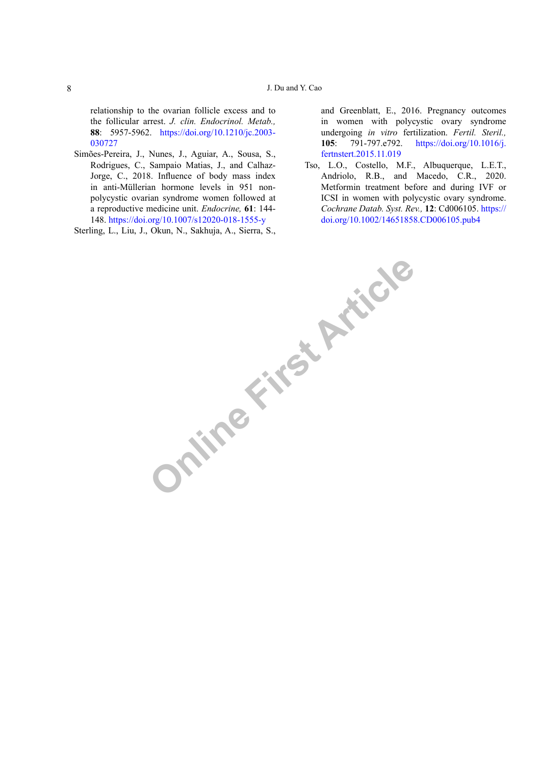relationship to the ovarian follicle excess and to the follicular arrest. *J. clin. Endocrinol. Metab.,* **88**: 5957-5962. https://doi.org/10.1210/jc.2003-030727

Simões-Pereira, J., Nunes, J., Aguiar, A., Sousa, S., Rodrigues, C., Sampaio Matias, J., and Calhaz-Jorge, C., 2018. Influence of body mass index in anti-Müllerian hormone levels in 951 non-polycystic ovarian syndrome women followed at a reproductive medicine unit. *Endocrine,* **61**: 144-148. https://doi.org/10.1007/s12020-018-1555-y

Sterling, L., Liu, J., Okun, N., Sakhuja, A., Sierra, S., and Greenblatt, E., 2016. Pregnancy outcomes in women with polycystic ovary syndrome undergoing *in vitro* fertilization. *Fertil. Steril.,* **105**: 791-797.e792. https://doi.org/10.1016/j.fertnstert.2015.11.019

Tso, L.O., Costello, M.F., Albuquerque, L.E.T., Andriolo, R.B., and Macedo, C.R., 2020. Metformin treatment before and during IVF or ICSI in women with polycystic ovary syndrome. *Cochrane Datab. Syst. Rev.,* **12**: Cd006105. https://doi.org/10.1002/14651858.CD006105.pub4

Online First Article